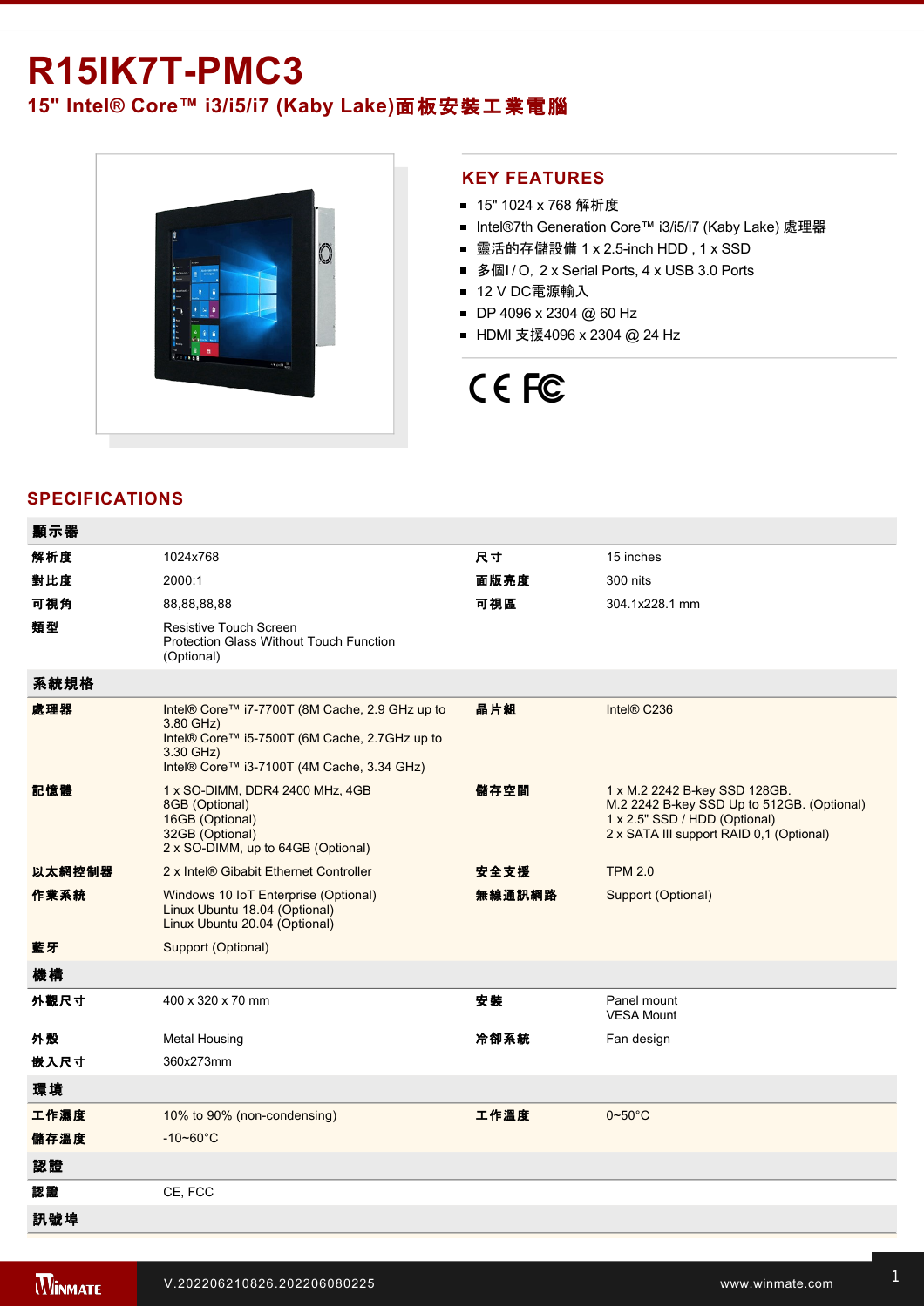# R15IK7T-PMC3

## 15" Intel® Core™ i3/i5/i7 (Kaby Lake)面板安裝工業電腦

## KEY FEATURES

- 15" 1024 x 768 解析度
- Intel®7th Generation Core™ i3/i5/i7 (Kaby Lake) 處理器
- 靈活的存儲設備 1 x 2.5-inch HDD , 1 x SSD
- 多個I / O，2 x Serial Ports, 4 x USB 3.0 Ports
- 12 V DC電源輸入
- DP 4096 x 2304 @ 60 Hz
- HDMI 支援4096 x 2304 @ 24 Hz

CE FC

## SPECIFICATIONS

| **顯示器** | | | |
|---|---|---|---|
| **解析度** | 1024x768 | **尺寸** | 15 inches |
| **對比度** | 2000:1 | **面版亮度** | 300 nits |
| **可視角** | 88,88,88,88 | **可視區** | 304.1x228.1 mm |
| **類型** | Resistive Touch Screen<br>Protection Glass Without Touch Function (Optional) | | |
| **系統規格** | | | |
| **處理器** | Intel® Core™ i7-7700T (8M Cache, 2.9 GHz up to 3.80 GHz)<br>Intel® Core™ i5-7500T (6M Cache, 2.7GHz up to 3.30 GHz)<br>Intel® Core™ i3-7100T (4M Cache, 3.34 GHz) | **晶片組** | Intel® C236 |
| **記憶體** | 1 x SO-DIMM, DDR4 2400 MHz, 4GB<br>8GB (Optional)<br>16GB (Optional)<br>32GB (Optional)<br>2 x SO-DIMM, up to 64GB (Optional) | **儲存空間** | 1 x M.2 2242 B-key SSD 128GB.<br>M.2 2242 B-key SSD Up to 512GB. (Optional)<br>1 x 2.5" SSD / HDD (Optional)<br>2 x SATA III support RAID 0,1 (Optional) |
| **以太網控制器** | 2 x Intel® Gibabit Ethernet Controller | **安全支援** | TPM 2.0 |
| **作業系統** | Windows 10 IoT Enterprise (Optional)<br>Linux Ubuntu 18.04 (Optional)<br>Linux Ubuntu 20.04 (Optional) | **無線通訊網路** | Support (Optional) |
| **藍牙** | Support (Optional) | | |
| **機構** | | | |
| **外觀尺寸** | 400 x 320 x 70 mm | **安裝** | Panel mount<br>VESA Mount |
| **外殼** | Metal Housing | **冷卻系統** | Fan design |
| **嵌入尺寸** | 360x273mm | | |
| **環境** | | | |
| **工作濕度** | 10% to 90% (non-condensing) | **工作溫度** | 0~50°C |
| **儲存溫度** | -10~60°C | | |
| **認證** | | | |
| **認證** | CE, FCC | | |
| **訊號埠** | | | |

V.202206210826.202206080225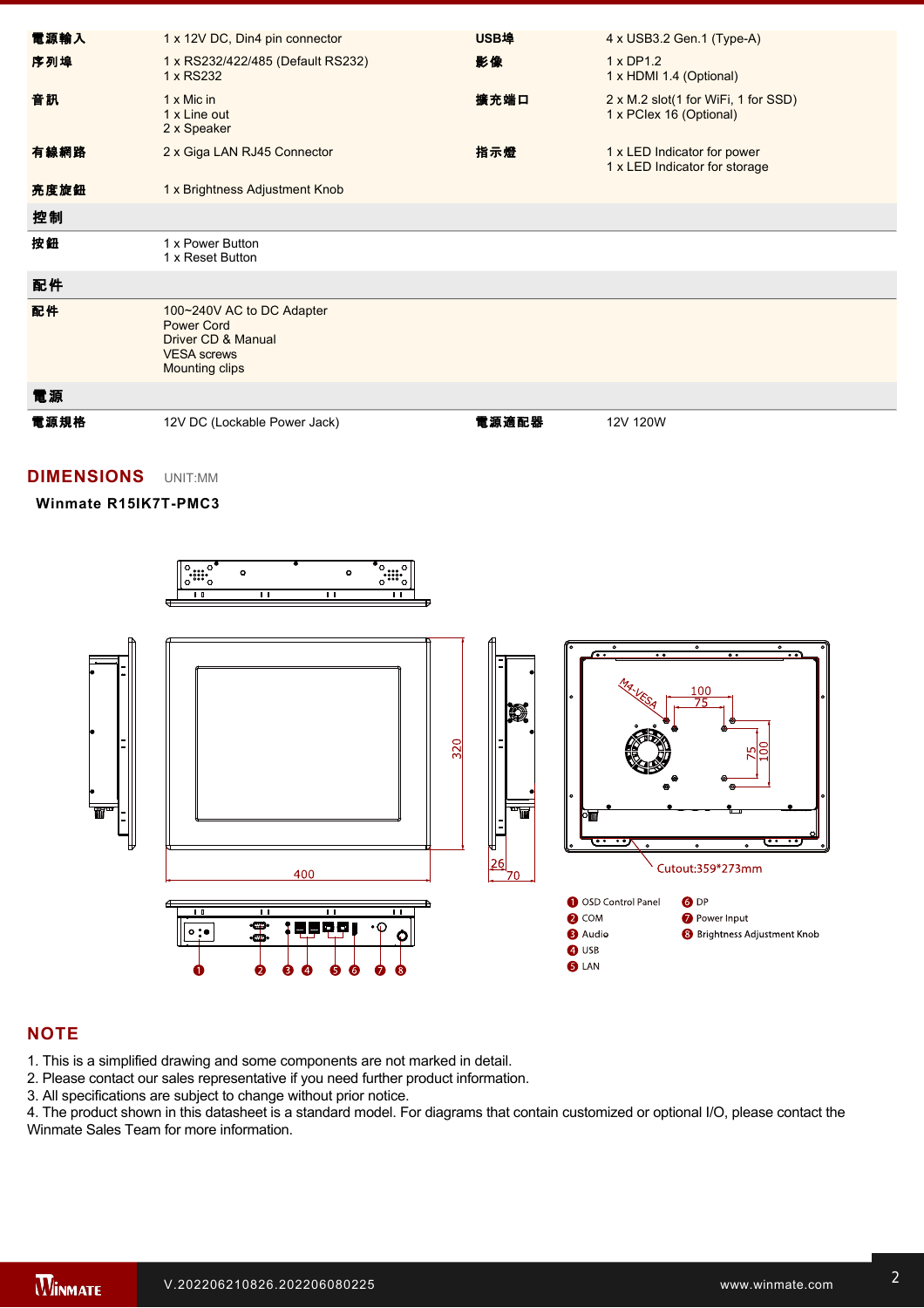| | | | |
|---|---|---|---|
| 電源輸入 | 1 x 12V DC, Din4 pin connector | USB埠 | 4 x USB3.2 Gen.1 (Type-A) |
| 序列埠 | 1 x RS232/422/485 (Default RS232)<br>1 x RS232 | 影像 | 1 x DP1.2<br>1 x HDMI 1.4 (Optional) |
| 音訊 | 1 x Mic in<br>1 x Line out<br>2 x Speaker | 擴充端口 | 2 x M.2 slot(1 for WiFi, 1 for SSD)<br>1 x PCIex 16 (Optional) |
| 有線網路 | 2 x Giga LAN RJ45 Connector | 指示燈 | 1 x LED Indicator for power<br>1 x LED Indicator for storage |
| 亮度旋鈕 | 1 x Brightness Adjustment Knob | | |

## 控制

| | |
|---|---|
| 按鈕 | 1 x Power Button<br>1 x Reset Button |

## 配件

| | |
|---|---|
| 配件 | 100~240V AC to DC Adapter<br>Power Cord<br>Driver CD & Manual<br>VESA screws<br>Mounting clips |

## 電源

| | | | |
|---|---|---|---|
| 電源規格 | 12V DC (Lockable Power Jack) | 電源適配器 | 12V 120W |

## DIMENSIONS UNIT:MM

**Winmate R15IK7T-PMC3**

320
400
26
70
M4-VESA
100
75
75
100
Cutout:359*273mm

1 OSD Control Panel
2 COM
3 Audio
4 USB
5 LAN
6 DP
7 Power Input
8 Brightness Adjustment Knob

## NOTE

1. This is a simplified drawing and some components are not marked in detail.
2. Please contact our sales representative if you need further product information.
3. All specifications are subject to change without prior notice.
4. The product shown in this datasheet is a standard model. For diagrams that contain customized or optional I/O, please contact the Winmate Sales Team for more information.